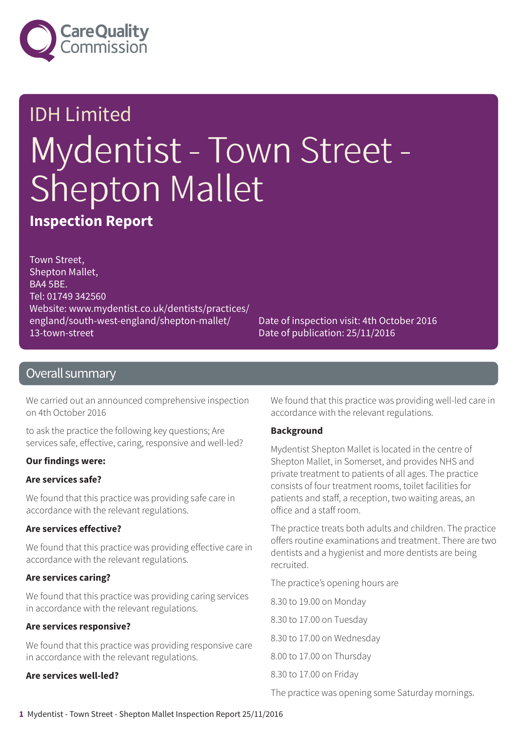Care Quality Commission

IDH Limited

# Mydentist - Town Street - Shepton Mallet

**Inspection Report**

Town Street,
Shepton Mallet,
BA4 5BE.
Tel: 01749 342560
Website: www.mydentist.co.uk/dentists/practices/england/south-west-england/shepton-mallet/13-town-street

Date of inspection visit: 4th October 2016
Date of publication: 25/11/2016

## Overall summary

We carried out an announced comprehensive inspection on 4th October 2016

to ask the practice the following key questions; Are services safe, effective, caring, responsive and well-led?

**Our findings were:**

**Are services safe?**

We found that this practice was providing safe care in accordance with the relevant regulations.

**Are services effective?**

We found that this practice was providing effective care in accordance with the relevant regulations.

**Are services caring?**

We found that this practice was providing caring services in accordance with the relevant regulations.

**Are services responsive?**

We found that this practice was providing responsive care in accordance with the relevant regulations.

**Are services well-led?**

We found that this practice was providing well-led care in accordance with the relevant regulations.

**Background**

Mydentist Shepton Mallet is located in the centre of Shepton Mallet, in Somerset, and provides NHS and private treatment to patients of all ages. The practice consists of four treatment rooms, toilet facilities for patients and staff, a reception, two waiting areas, an office and a staff room.

The practice treats both adults and children. The practice offers routine examinations and treatment. There are two dentists and a hygienist and more dentists are being recruited.

The practice's opening hours are

8.30 to 19.00 on Monday

8.30 to 17.00 on Tuesday

8.30 to 17.00 on Wednesday

8.00 to 17.00 on Thursday

8.30 to 17.00 on Friday

The practice was opening some Saturday mornings.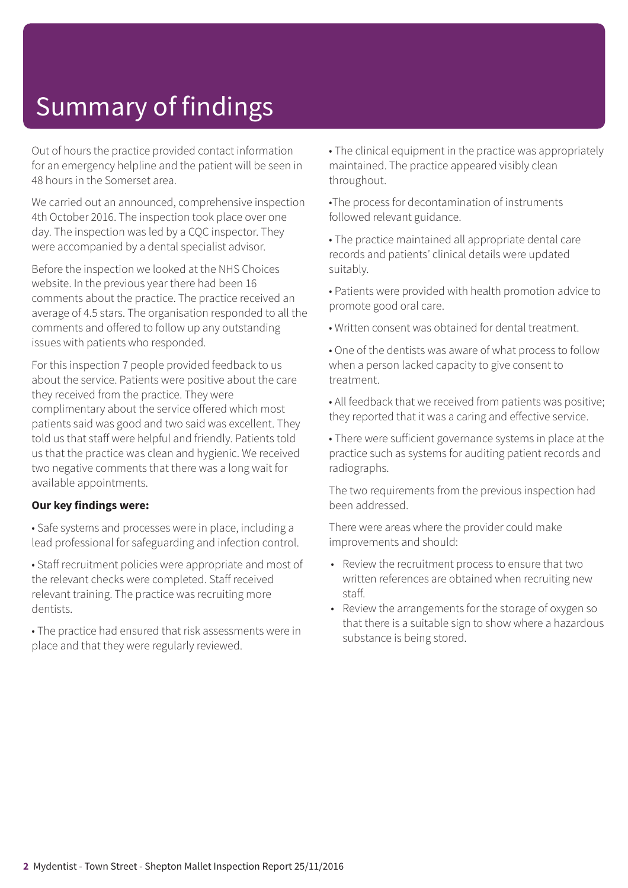# Summary of findings

Out of hours the practice provided contact information for an emergency helpline and the patient will be seen in 48 hours in the Somerset area.

We carried out an announced, comprehensive inspection 4th October 2016. The inspection took place over one day. The inspection was led by a CQC inspector. They were accompanied by a dental specialist advisor.

Before the inspection we looked at the NHS Choices website. In the previous year there had been 16 comments about the practice. The practice received an average of 4.5 stars. The organisation responded to all the comments and offered to follow up any outstanding issues with patients who responded.

For this inspection 7 people provided feedback to us about the service. Patients were positive about the care they received from the practice. They were complimentary about the service offered which most patients said was good and two said was excellent. They told us that staff were helpful and friendly. Patients told us that the practice was clean and hygienic. We received two negative comments that there was a long wait for available appointments.

**Our key findings were:**

- Safe systems and processes were in place, including a lead professional for safeguarding and infection control.
- Staff recruitment policies were appropriate and most of the relevant checks were completed. Staff received relevant training. The practice was recruiting more dentists.
- The practice had ensured that risk assessments were in place and that they were regularly reviewed.
- The clinical equipment in the practice was appropriately maintained. The practice appeared visibly clean throughout.
- The process for decontamination of instruments followed relevant guidance.
- The practice maintained all appropriate dental care records and patients' clinical details were updated suitably.
- Patients were provided with health promotion advice to promote good oral care.
- Written consent was obtained for dental treatment.
- One of the dentists was aware of what process to follow when a person lacked capacity to give consent to treatment.
- All feedback that we received from patients was positive; they reported that it was a caring and effective service.
- There were sufficient governance systems in place at the practice such as systems for auditing patient records and radiographs.

The two requirements from the previous inspection had been addressed.

There were areas where the provider could make improvements and should:

- Review the recruitment process to ensure that two written references are obtained when recruiting new staff.
- Review the arrangements for the storage of oxygen so that there is a suitable sign to show where a hazardous substance is being stored.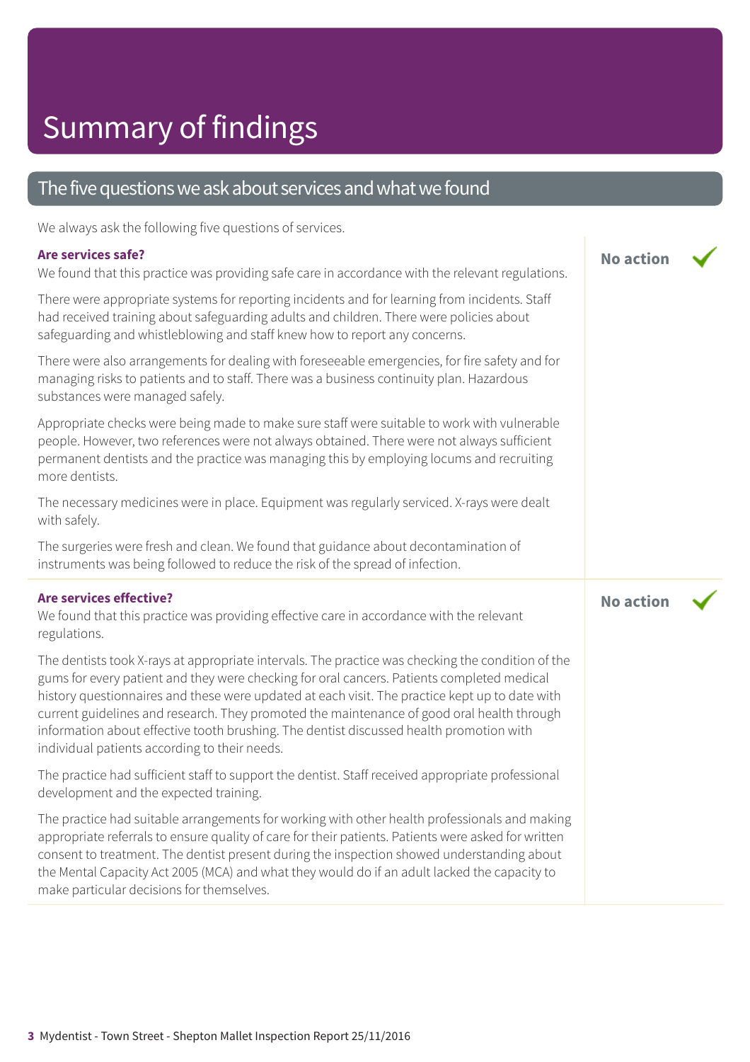# Summary of findings

## The five questions we ask about services and what we found

We always ask the following five questions of services.

### Are services safe?

**No action** ✔

We found that this practice was providing safe care in accordance with the relevant regulations.

There were appropriate systems for reporting incidents and for learning from incidents. Staff had received training about safeguarding adults and children. There were policies about safeguarding and whistleblowing and staff knew how to report any concerns.

There were also arrangements for dealing with foreseeable emergencies, for fire safety and for managing risks to patients and to staff. There was a business continuity plan. Hazardous substances were managed safely.

Appropriate checks were being made to make sure staff were suitable to work with vulnerable people. However, two references were not always obtained. There were not always sufficient permanent dentists and the practice was managing this by employing locums and recruiting more dentists.

The necessary medicines were in place. Equipment was regularly serviced. X-rays were dealt with safely.

The surgeries were fresh and clean. We found that guidance about decontamination of instruments was being followed to reduce the risk of the spread of infection.

### Are services effective?

**No action** ✔

We found that this practice was providing effective care in accordance with the relevant regulations.

The dentists took X-rays at appropriate intervals. The practice was checking the condition of the gums for every patient and they were checking for oral cancers. Patients completed medical history questionnaires and these were updated at each visit. The practice kept up to date with current guidelines and research. They promoted the maintenance of good oral health through information about effective tooth brushing. The dentist discussed health promotion with individual patients according to their needs.

The practice had sufficient staff to support the dentist. Staff received appropriate professional development and the expected training.

The practice had suitable arrangements for working with other health professionals and making appropriate referrals to ensure quality of care for their patients. Patients were asked for written consent to treatment. The dentist present during the inspection showed understanding about the Mental Capacity Act 2005 (MCA) and what they would do if an adult lacked the capacity to make particular decisions for themselves.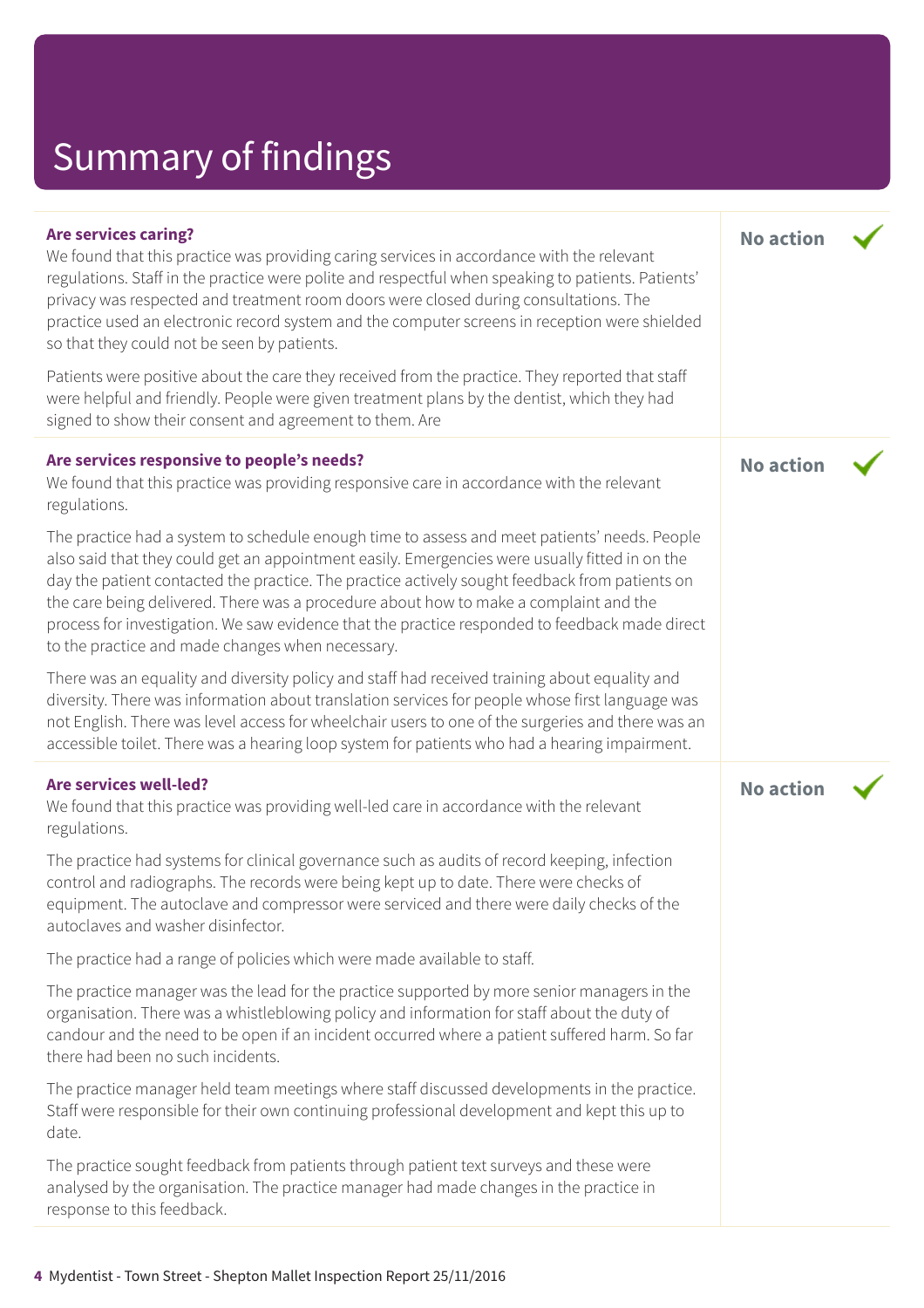# Summary of findings

### Are services caring?

**No action** ✓

We found that this practice was providing caring services in accordance with the relevant regulations. Staff in the practice were polite and respectful when speaking to patients. Patients' privacy was respected and treatment room doors were closed during consultations. The practice used an electronic record system and the computer screens in reception were shielded so that they could not be seen by patients.

Patients were positive about the care they received from the practice. They reported that staff were helpful and friendly. People were given treatment plans by the dentist, which they had signed to show their consent and agreement to them. Are

### Are services responsive to people's needs?

**No action** ✓

We found that this practice was providing responsive care in accordance with the relevant regulations.

The practice had a system to schedule enough time to assess and meet patients' needs. People also said that they could get an appointment easily. Emergencies were usually fitted in on the day the patient contacted the practice. The practice actively sought feedback from patients on the care being delivered. There was a procedure about how to make a complaint and the process for investigation. We saw evidence that the practice responded to feedback made direct to the practice and made changes when necessary.

There was an equality and diversity policy and staff had received training about equality and diversity. There was information about translation services for people whose first language was not English. There was level access for wheelchair users to one of the surgeries and there was an accessible toilet. There was a hearing loop system for patients who had a hearing impairment.

### Are services well-led?

**No action** ✓

We found that this practice was providing well-led care in accordance with the relevant regulations.

The practice had systems for clinical governance such as audits of record keeping, infection control and radiographs. The records were being kept up to date. There were checks of equipment. The autoclave and compressor were serviced and there were daily checks of the autoclaves and washer disinfector.

The practice had a range of policies which were made available to staff.

The practice manager was the lead for the practice supported by more senior managers in the organisation. There was a whistleblowing policy and information for staff about the duty of candour and the need to be open if an incident occurred where a patient suffered harm. So far there had been no such incidents.

The practice manager held team meetings where staff discussed developments in the practice. Staff were responsible for their own continuing professional development and kept this up to date.

The practice sought feedback from patients through patient text surveys and these were analysed by the organisation. The practice manager had made changes in the practice in response to this feedback.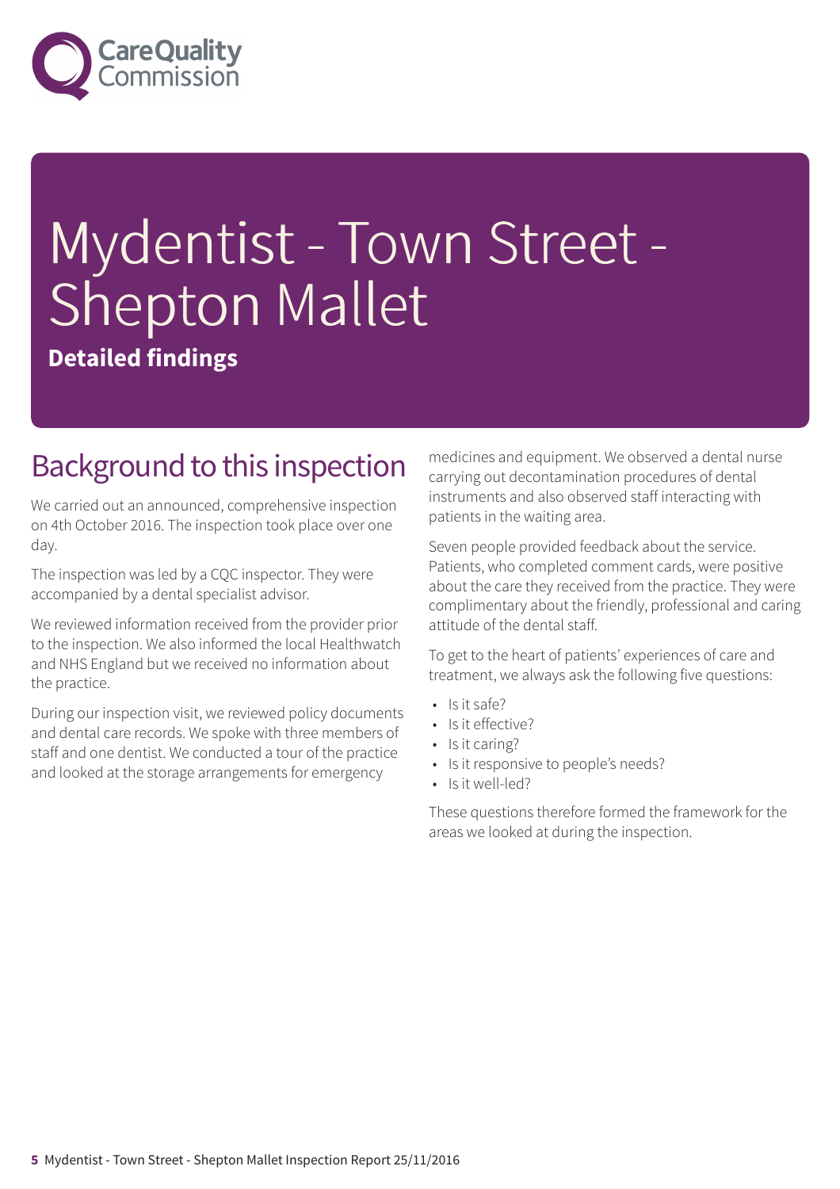# Mydentist - Town Street - Shepton Mallet

**Detailed findings**

## Background to this inspection

We carried out an announced, comprehensive inspection on 4th October 2016. The inspection took place over one day.

The inspection was led by a CQC inspector. They were accompanied by a dental specialist advisor.

We reviewed information received from the provider prior to the inspection. We also informed the local Healthwatch and NHS England but we received no information about the practice.

During our inspection visit, we reviewed policy documents and dental care records. We spoke with three members of staff and one dentist. We conducted a tour of the practice and looked at the storage arrangements for emergency medicines and equipment. We observed a dental nurse carrying out decontamination procedures of dental instruments and also observed staff interacting with patients in the waiting area.

Seven people provided feedback about the service. Patients, who completed comment cards, were positive about the care they received from the practice. They were complimentary about the friendly, professional and caring attitude of the dental staff.

To get to the heart of patients' experiences of care and treatment, we always ask the following five questions:

- Is it safe?
- Is it effective?
- Is it caring?
- Is it responsive to people's needs?
- Is it well-led?

These questions therefore formed the framework for the areas we looked at during the inspection.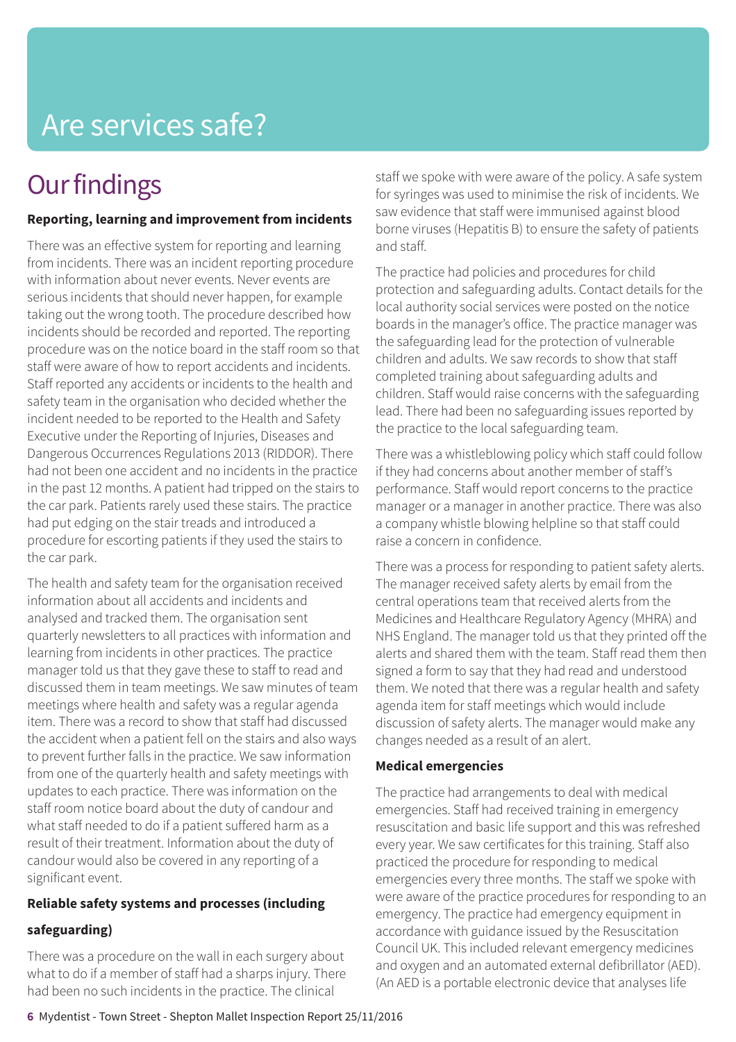# Are services safe?

## Our findings

**Reporting, learning and improvement from incidents**

There was an effective system for reporting and learning from incidents. There was an incident reporting procedure with information about never events. Never events are serious incidents that should never happen, for example taking out the wrong tooth. The procedure described how incidents should be recorded and reported. The reporting procedure was on the notice board in the staff room so that staff were aware of how to report accidents and incidents. Staff reported any accidents or incidents to the health and safety team in the organisation who decided whether the incident needed to be reported to the Health and Safety Executive under the Reporting of Injuries, Diseases and Dangerous Occurrences Regulations 2013 (RIDDOR). There had not been one accident and no incidents in the practice in the past 12 months. A patient had tripped on the stairs to the car park. Patients rarely used these stairs. The practice had put edging on the stair treads and introduced a procedure for escorting patients if they used the stairs to the car park.

The health and safety team for the organisation received information about all accidents and incidents and analysed and tracked them. The organisation sent quarterly newsletters to all practices with information and learning from incidents in other practices. The practice manager told us that they gave these to staff to read and discussed them in team meetings. We saw minutes of team meetings where health and safety was a regular agenda item. There was a record to show that staff had discussed the accident when a patient fell on the stairs and also ways to prevent further falls in the practice. We saw information from one of the quarterly health and safety meetings with updates to each practice. There was information on the staff room notice board about the duty of candour and what staff needed to do if a patient suffered harm as a result of their treatment. Information about the duty of candour would also be covered in any reporting of a significant event.

**Reliable safety systems and processes (including safeguarding)**

There was a procedure on the wall in each surgery about what to do if a member of staff had a sharps injury. There had been no such incidents in the practice. The clinical staff we spoke with were aware of the policy. A safe system for syringes was used to minimise the risk of incidents. We saw evidence that staff were immunised against blood borne viruses (Hepatitis B) to ensure the safety of patients and staff.

The practice had policies and procedures for child protection and safeguarding adults. Contact details for the local authority social services were posted on the notice boards in the manager's office. The practice manager was the safeguarding lead for the protection of vulnerable children and adults. We saw records to show that staff completed training about safeguarding adults and children. Staff would raise concerns with the safeguarding lead. There had been no safeguarding issues reported by the practice to the local safeguarding team.

There was a whistleblowing policy which staff could follow if they had concerns about another member of staff's performance. Staff would report concerns to the practice manager or a manager in another practice. There was also a company whistle blowing helpline so that staff could raise a concern in confidence.

There was a process for responding to patient safety alerts. The manager received safety alerts by email from the central operations team that received alerts from the Medicines and Healthcare Regulatory Agency (MHRA) and NHS England. The manager told us that they printed off the alerts and shared them with the team. Staff read them then signed a form to say that they had read and understood them. We noted that there was a regular health and safety agenda item for staff meetings which would include discussion of safety alerts. The manager would make any changes needed as a result of an alert.

**Medical emergencies**

The practice had arrangements to deal with medical emergencies. Staff had received training in emergency resuscitation and basic life support and this was refreshed every year. We saw certificates for this training. Staff also practiced the procedure for responding to medical emergencies every three months. The staff we spoke with were aware of the practice procedures for responding to an emergency. The practice had emergency equipment in accordance with guidance issued by the Resuscitation Council UK. This included relevant emergency medicines and oxygen and an automated external defibrillator (AED). (An AED is a portable electronic device that analyses life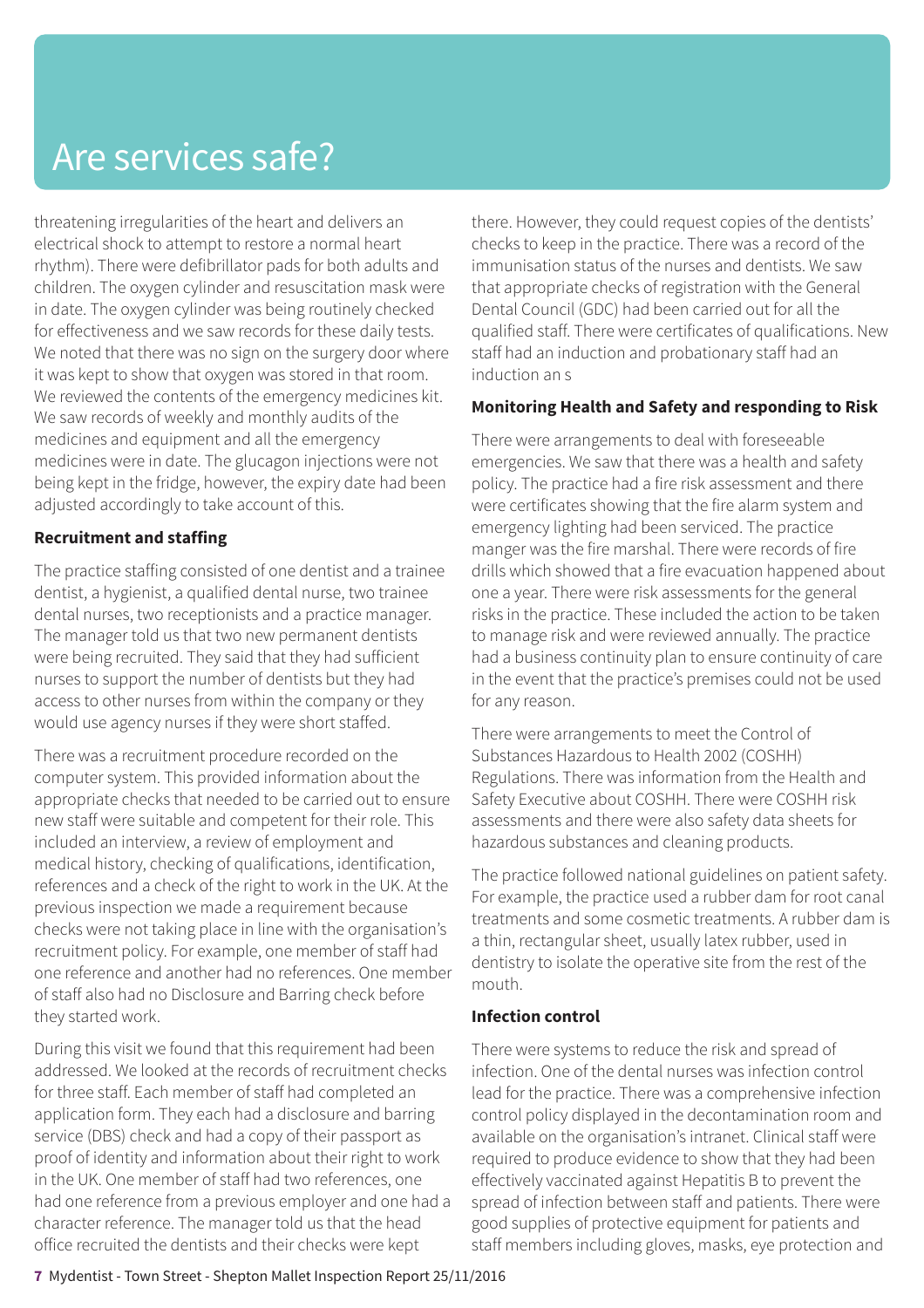# Are services safe?

threatening irregularities of the heart and delivers an electrical shock to attempt to restore a normal heart rhythm). There were defibrillator pads for both adults and children. The oxygen cylinder and resuscitation mask were in date. The oxygen cylinder was being routinely checked for effectiveness and we saw records for these daily tests. We noted that there was no sign on the surgery door where it was kept to show that oxygen was stored in that room. We reviewed the contents of the emergency medicines kit. We saw records of weekly and monthly audits of the medicines and equipment and all the emergency medicines were in date. The glucagon injections were not being kept in the fridge, however, the expiry date had been adjusted accordingly to take account of this.

**Recruitment and staffing**

The practice staffing consisted of one dentist and a trainee dentist, a hygienist, a qualified dental nurse, two trainee dental nurses, two receptionists and a practice manager. The manager told us that two new permanent dentists were being recruited. They said that they had sufficient nurses to support the number of dentists but they had access to other nurses from within the company or they would use agency nurses if they were short staffed.

There was a recruitment procedure recorded on the computer system. This provided information about the appropriate checks that needed to be carried out to ensure new staff were suitable and competent for their role. This included an interview, a review of employment and medical history, checking of qualifications, identification, references and a check of the right to work in the UK. At the previous inspection we made a requirement because checks were not taking place in line with the organisation's recruitment policy. For example, one member of staff had one reference and another had no references. One member of staff also had no Disclosure and Barring check before they started work.

During this visit we found that this requirement had been addressed. We looked at the records of recruitment checks for three staff. Each member of staff had completed an application form. They each had a disclosure and barring service (DBS) check and had a copy of their passport as proof of identity and information about their right to work in the UK. One member of staff had two references, one had one reference from a previous employer and one had a character reference. The manager told us that the head office recruited the dentists and their checks were kept there. However, they could request copies of the dentists' checks to keep in the practice. There was a record of the immunisation status of the nurses and dentists. We saw that appropriate checks of registration with the General Dental Council (GDC) had been carried out for all the qualified staff. There were certificates of qualifications. New staff had an induction and probationary staff had an induction an s

**Monitoring Health and Safety and responding to Risk**

There were arrangements to deal with foreseeable emergencies. We saw that there was a health and safety policy. The practice had a fire risk assessment and there were certificates showing that the fire alarm system and emergency lighting had been serviced. The practice manger was the fire marshal. There were records of fire drills which showed that a fire evacuation happened about one a year. There were risk assessments for the general risks in the practice. These included the action to be taken to manage risk and were reviewed annually. The practice had a business continuity plan to ensure continuity of care in the event that the practice's premises could not be used for any reason.

There were arrangements to meet the Control of Substances Hazardous to Health 2002 (COSHH) Regulations. There was information from the Health and Safety Executive about COSHH. There were COSHH risk assessments and there were also safety data sheets for hazardous substances and cleaning products.

The practice followed national guidelines on patient safety. For example, the practice used a rubber dam for root canal treatments and some cosmetic treatments. A rubber dam is a thin, rectangular sheet, usually latex rubber, used in dentistry to isolate the operative site from the rest of the mouth.

**Infection control**

There were systems to reduce the risk and spread of infection. One of the dental nurses was infection control lead for the practice. There was a comprehensive infection control policy displayed in the decontamination room and available on the organisation's intranet. Clinical staff were required to produce evidence to show that they had been effectively vaccinated against Hepatitis B to prevent the spread of infection between staff and patients. There were good supplies of protective equipment for patients and staff members including gloves, masks, eye protection and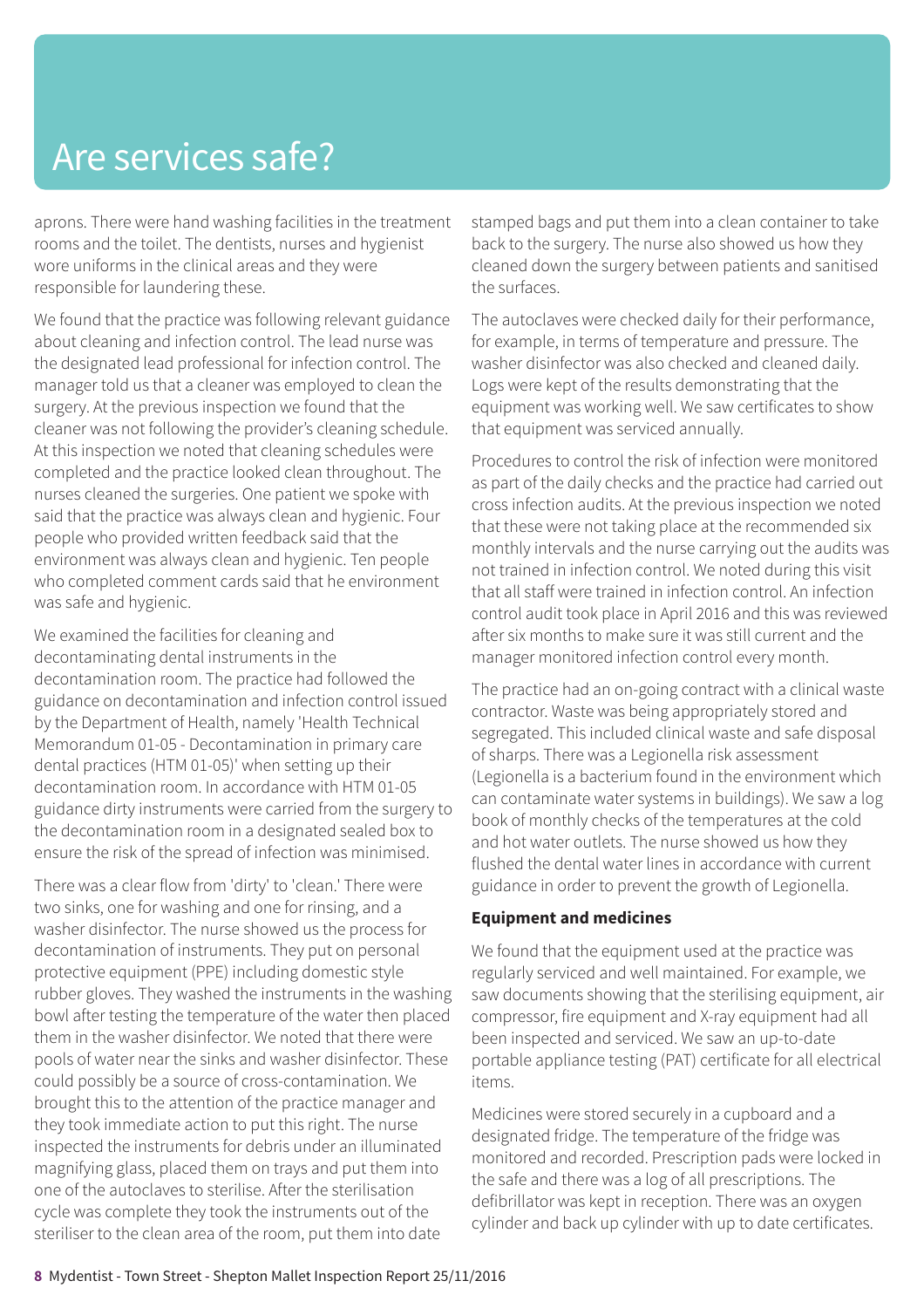# Are services safe?

aprons. There were hand washing facilities in the treatment rooms and the toilet. The dentists, nurses and hygienist wore uniforms in the clinical areas and they were responsible for laundering these.

We found that the practice was following relevant guidance about cleaning and infection control. The lead nurse was the designated lead professional for infection control. The manager told us that a cleaner was employed to clean the surgery. At the previous inspection we found that the cleaner was not following the provider's cleaning schedule. At this inspection we noted that cleaning schedules were completed and the practice looked clean throughout. The nurses cleaned the surgeries. One patient we spoke with said that the practice was always clean and hygienic. Four people who provided written feedback said that the environment was always clean and hygienic. Ten people who completed comment cards said that he environment was safe and hygienic.

We examined the facilities for cleaning and decontaminating dental instruments in the decontamination room. The practice had followed the guidance on decontamination and infection control issued by the Department of Health, namely 'Health Technical Memorandum 01-05 - Decontamination in primary care dental practices (HTM 01-05)' when setting up their decontamination room. In accordance with HTM 01-05 guidance dirty instruments were carried from the surgery to the decontamination room in a designated sealed box to ensure the risk of the spread of infection was minimised.

There was a clear flow from 'dirty' to 'clean.' There were two sinks, one for washing and one for rinsing, and a washer disinfector. The nurse showed us the process for decontamination of instruments. They put on personal protective equipment (PPE) including domestic style rubber gloves. They washed the instruments in the washing bowl after testing the temperature of the water then placed them in the washer disinfector. We noted that there were pools of water near the sinks and washer disinfector. These could possibly be a source of cross-contamination. We brought this to the attention of the practice manager and they took immediate action to put this right. The nurse inspected the instruments for debris under an illuminated magnifying glass, placed them on trays and put them into one of the autoclaves to sterilise. After the sterilisation cycle was complete they took the instruments out of the steriliser to the clean area of the room, put them into date stamped bags and put them into a clean container to take back to the surgery. The nurse also showed us how they cleaned down the surgery between patients and sanitised the surfaces.

The autoclaves were checked daily for their performance, for example, in terms of temperature and pressure. The washer disinfector was also checked and cleaned daily. Logs were kept of the results demonstrating that the equipment was working well. We saw certificates to show that equipment was serviced annually.

Procedures to control the risk of infection were monitored as part of the daily checks and the practice had carried out cross infection audits. At the previous inspection we noted that these were not taking place at the recommended six monthly intervals and the nurse carrying out the audits was not trained in infection control. We noted during this visit that all staff were trained in infection control. An infection control audit took place in April 2016 and this was reviewed after six months to make sure it was still current and the manager monitored infection control every month.

The practice had an on-going contract with a clinical waste contractor. Waste was being appropriately stored and segregated. This included clinical waste and safe disposal of sharps. There was a Legionella risk assessment (Legionella is a bacterium found in the environment which can contaminate water systems in buildings). We saw a log book of monthly checks of the temperatures at the cold and hot water outlets. The nurse showed us how they flushed the dental water lines in accordance with current guidance in order to prevent the growth of Legionella.

**Equipment and medicines**

We found that the equipment used at the practice was regularly serviced and well maintained. For example, we saw documents showing that the sterilising equipment, air compressor, fire equipment and X-ray equipment had all been inspected and serviced. We saw an up-to-date portable appliance testing (PAT) certificate for all electrical items.

Medicines were stored securely in a cupboard and a designated fridge. The temperature of the fridge was monitored and recorded. Prescription pads were locked in the safe and there was a log of all prescriptions. The defibrillator was kept in reception. There was an oxygen cylinder and back up cylinder with up to date certificates.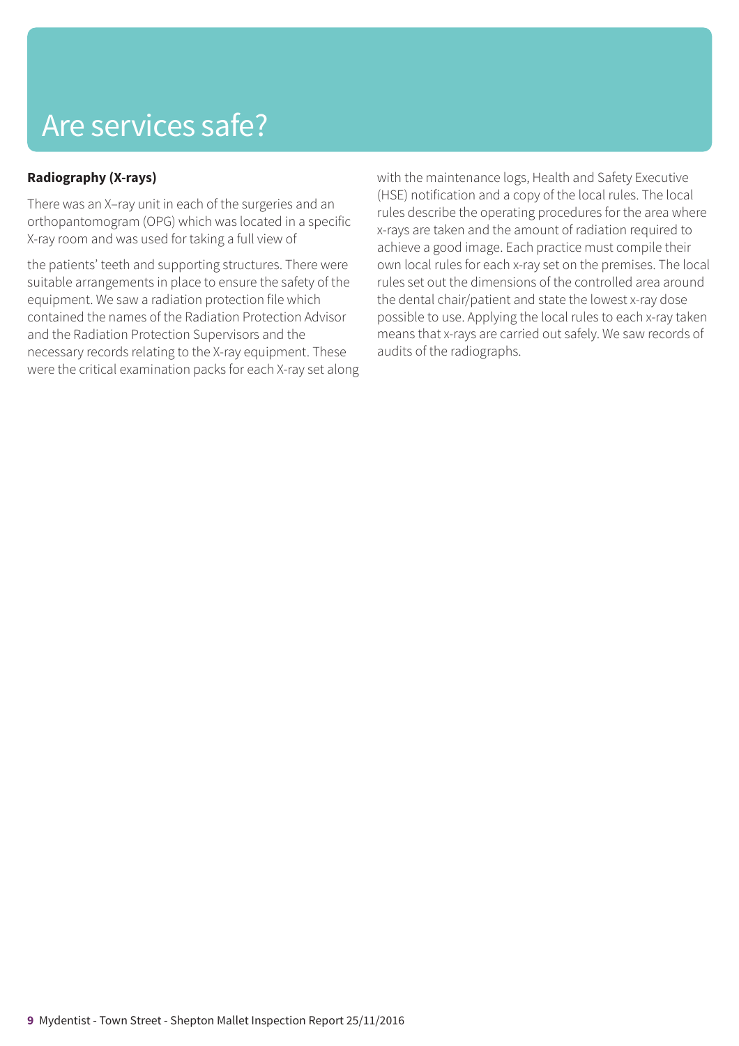# Are services safe?

**Radiography (X-rays)**

There was an X–ray unit in each of the surgeries and an orthopantomogram (OPG) which was located in a specific X-ray room and was used for taking a full view of the patients' teeth and supporting structures. There were suitable arrangements in place to ensure the safety of the equipment. We saw a radiation protection file which contained the names of the Radiation Protection Advisor and the Radiation Protection Supervisors and the necessary records relating to the X-ray equipment. These were the critical examination packs for each X-ray set along with the maintenance logs, Health and Safety Executive (HSE) notification and a copy of the local rules. The local rules describe the operating procedures for the area where x-rays are taken and the amount of radiation required to achieve a good image. Each practice must compile their own local rules for each x-ray set on the premises. The local rules set out the dimensions of the controlled area around the dental chair/patient and state the lowest x-ray dose possible to use. Applying the local rules to each x-ray taken means that x-rays are carried out safely. We saw records of audits of the radiographs.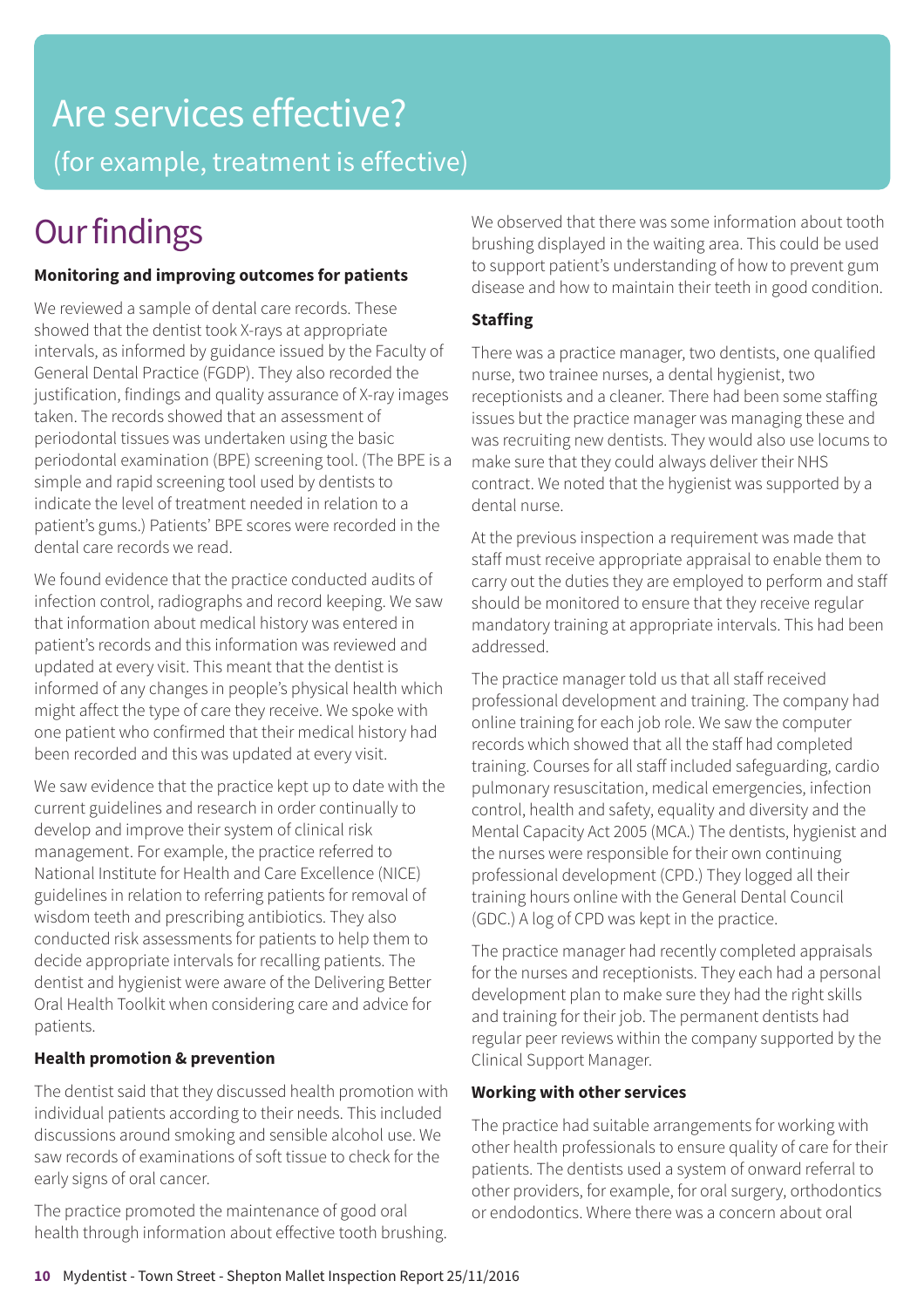# Are services effective?

## (for example, treatment is effective)

# Our findings

**Monitoring and improving outcomes for patients**

We reviewed a sample of dental care records. These showed that the dentist took X-rays at appropriate intervals, as informed by guidance issued by the Faculty of General Dental Practice (FGDP). They also recorded the justification, findings and quality assurance of X-ray images taken. The records showed that an assessment of periodontal tissues was undertaken using the basic periodontal examination (BPE) screening tool. (The BPE is a simple and rapid screening tool used by dentists to indicate the level of treatment needed in relation to a patient's gums.) Patients' BPE scores were recorded in the dental care records we read.

We found evidence that the practice conducted audits of infection control, radiographs and record keeping. We saw that information about medical history was entered in patient's records and this information was reviewed and updated at every visit. This meant that the dentist is informed of any changes in people's physical health which might affect the type of care they receive. We spoke with one patient who confirmed that their medical history had been recorded and this was updated at every visit.

We saw evidence that the practice kept up to date with the current guidelines and research in order continually to develop and improve their system of clinical risk management. For example, the practice referred to National Institute for Health and Care Excellence (NICE) guidelines in relation to referring patients for removal of wisdom teeth and prescribing antibiotics. They also conducted risk assessments for patients to help them to decide appropriate intervals for recalling patients. The dentist and hygienist were aware of the Delivering Better Oral Health Toolkit when considering care and advice for patients.

**Health promotion & prevention**

The dentist said that they discussed health promotion with individual patients according to their needs. This included discussions around smoking and sensible alcohol use. We saw records of examinations of soft tissue to check for the early signs of oral cancer.

The practice promoted the maintenance of good oral health through information about effective tooth brushing. We observed that there was some information about tooth brushing displayed in the waiting area. This could be used to support patient's understanding of how to prevent gum disease and how to maintain their teeth in good condition.

**Staffing**

There was a practice manager, two dentists, one qualified nurse, two trainee nurses, a dental hygienist, two receptionists and a cleaner. There had been some staffing issues but the practice manager was managing these and was recruiting new dentists. They would also use locums to make sure that they could always deliver their NHS contract. We noted that the hygienist was supported by a dental nurse.

At the previous inspection a requirement was made that staff must receive appropriate appraisal to enable them to carry out the duties they are employed to perform and staff should be monitored to ensure that they receive regular mandatory training at appropriate intervals. This had been addressed.

The practice manager told us that all staff received professional development and training. The company had online training for each job role. We saw the computer records which showed that all the staff had completed training. Courses for all staff included safeguarding, cardio pulmonary resuscitation, medical emergencies, infection control, health and safety, equality and diversity and the Mental Capacity Act 2005 (MCA.) The dentists, hygienist and the nurses were responsible for their own continuing professional development (CPD.) They logged all their training hours online with the General Dental Council (GDC.) A log of CPD was kept in the practice.

The practice manager had recently completed appraisals for the nurses and receptionists. They each had a personal development plan to make sure they had the right skills and training for their job. The permanent dentists had regular peer reviews within the company supported by the Clinical Support Manager.

**Working with other services**

The practice had suitable arrangements for working with other health professionals to ensure quality of care for their patients. The dentists used a system of onward referral to other providers, for example, for oral surgery, orthodontics or endodontics. Where there was a concern about oral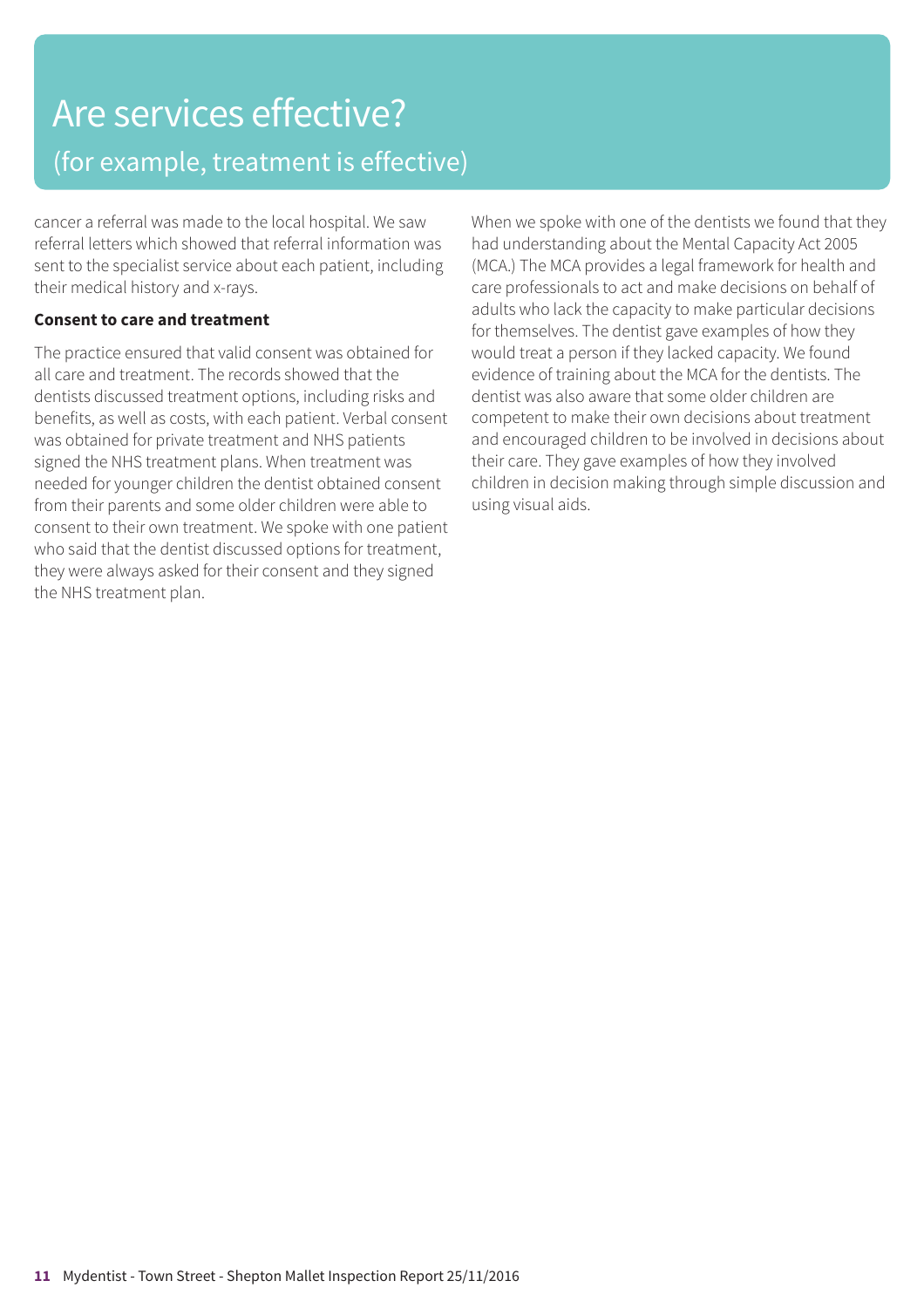# Are services effective?

## (for example, treatment is effective)

cancer a referral was made to the local hospital. We saw referral letters which showed that referral information was sent to the specialist service about each patient, including their medical history and x-rays.

**Consent to care and treatment**

The practice ensured that valid consent was obtained for all care and treatment. The records showed that the dentists discussed treatment options, including risks and benefits, as well as costs, with each patient. Verbal consent was obtained for private treatment and NHS patients signed the NHS treatment plans. When treatment was needed for younger children the dentist obtained consent from their parents and some older children were able to consent to their own treatment. We spoke with one patient who said that the dentist discussed options for treatment, they were always asked for their consent and they signed the NHS treatment plan.

When we spoke with one of the dentists we found that they had understanding about the Mental Capacity Act 2005 (MCA.) The MCA provides a legal framework for health and care professionals to act and make decisions on behalf of adults who lack the capacity to make particular decisions for themselves. The dentist gave examples of how they would treat a person if they lacked capacity. We found evidence of training about the MCA for the dentists. The dentist was also aware that some older children are competent to make their own decisions about treatment and encouraged children to be involved in decisions about their care. They gave examples of how they involved children in decision making through simple discussion and using visual aids.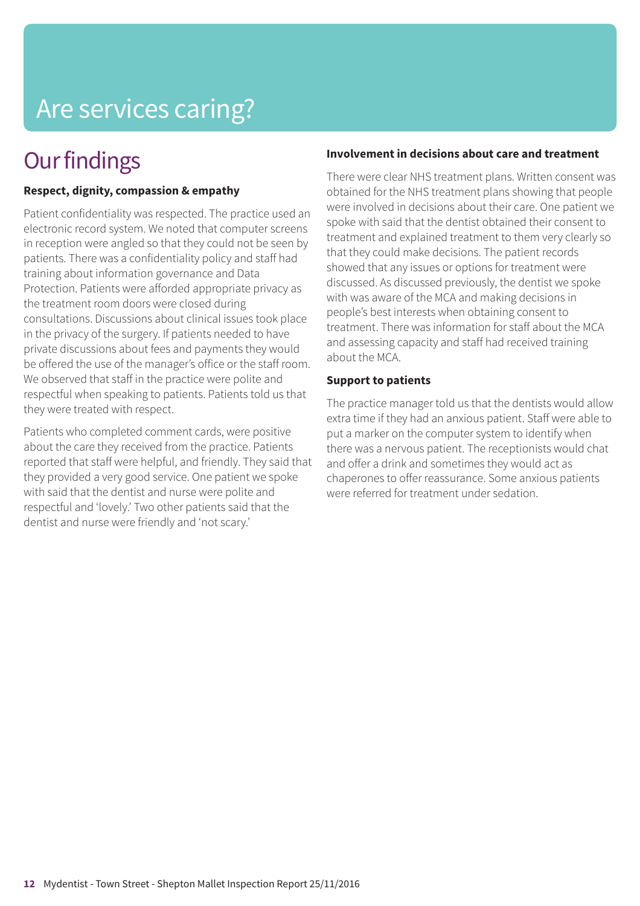# Are services caring?

## Our findings

**Respect, dignity, compassion & empathy**

Patient confidentiality was respected. The practice used an electronic record system. We noted that computer screens in reception were angled so that they could not be seen by patients. There was a confidentiality policy and staff had training about information governance and Data Protection. Patients were afforded appropriate privacy as the treatment room doors were closed during consultations. Discussions about clinical issues took place in the privacy of the surgery. If patients needed to have private discussions about fees and payments they would be offered the use of the manager's office or the staff room. We observed that staff in the practice were polite and respectful when speaking to patients. Patients told us that they were treated with respect.

Patients who completed comment cards, were positive about the care they received from the practice. Patients reported that staff were helpful, and friendly. They said that they provided a very good service. One patient we spoke with said that the dentist and nurse were polite and respectful and 'lovely.' Two other patients said that the dentist and nurse were friendly and 'not scary.'

**Involvement in decisions about care and treatment**

There were clear NHS treatment plans. Written consent was obtained for the NHS treatment plans showing that people were involved in decisions about their care. One patient we spoke with said that the dentist obtained their consent to treatment and explained treatment to them very clearly so that they could make decisions. The patient records showed that any issues or options for treatment were discussed. As discussed previously, the dentist we spoke with was aware of the MCA and making decisions in people's best interests when obtaining consent to treatment. There was information for staff about the MCA and assessing capacity and staff had received training about the MCA.

**Support to patients**

The practice manager told us that the dentists would allow extra time if they had an anxious patient. Staff were able to put a marker on the computer system to identify when there was a nervous patient. The receptionists would chat and offer a drink and sometimes they would act as chaperones to offer reassurance. Some anxious patients were referred for treatment under sedation.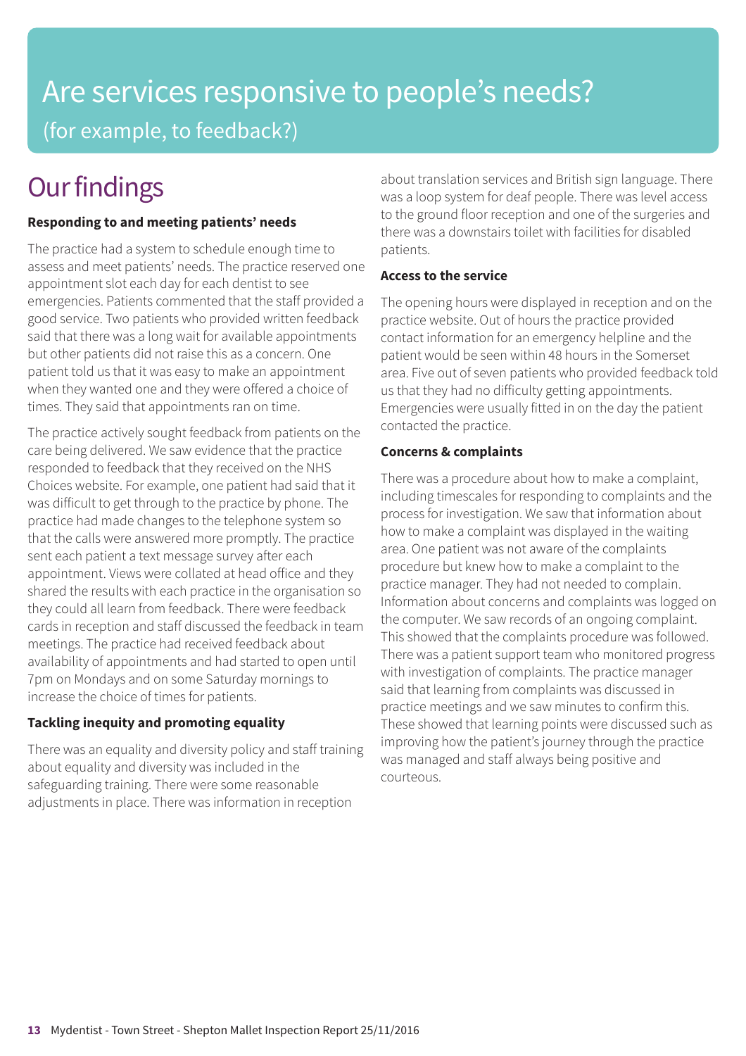# Are services responsive to people's needs?

(for example, to feedback?)

## Our findings

### Responding to and meeting patients' needs

The practice had a system to schedule enough time to assess and meet patients' needs. The practice reserved one appointment slot each day for each dentist to see emergencies. Patients commented that the staff provided a good service. Two patients who provided written feedback said that there was a long wait for available appointments but other patients did not raise this as a concern. One patient told us that it was easy to make an appointment when they wanted one and they were offered a choice of times. They said that appointments ran on time.

The practice actively sought feedback from patients on the care being delivered. We saw evidence that the practice responded to feedback that they received on the NHS Choices website. For example, one patient had said that it was difficult to get through to the practice by phone. The practice had made changes to the telephone system so that the calls were answered more promptly. The practice sent each patient a text message survey after each appointment. Views were collated at head office and they shared the results with each practice in the organisation so they could all learn from feedback. There were feedback cards in reception and staff discussed the feedback in team meetings. The practice had received feedback about availability of appointments and had started to open until 7pm on Mondays and on some Saturday mornings to increase the choice of times for patients.

### Tackling inequity and promoting equality

There was an equality and diversity policy and staff training about equality and diversity was included in the safeguarding training. There were some reasonable adjustments in place. There was information in reception about translation services and British sign language. There was a loop system for deaf people. There was level access to the ground floor reception and one of the surgeries and there was a downstairs toilet with facilities for disabled patients.

### Access to the service

The opening hours were displayed in reception and on the practice website. Out of hours the practice provided contact information for an emergency helpline and the patient would be seen within 48 hours in the Somerset area. Five out of seven patients who provided feedback told us that they had no difficulty getting appointments. Emergencies were usually fitted in on the day the patient contacted the practice.

### Concerns & complaints

There was a procedure about how to make a complaint, including timescales for responding to complaints and the process for investigation. We saw that information about how to make a complaint was displayed in the waiting area. One patient was not aware of the complaints procedure but knew how to make a complaint to the practice manager. They had not needed to complain. Information about concerns and complaints was logged on the computer. We saw records of an ongoing complaint. This showed that the complaints procedure was followed. There was a patient support team who monitored progress with investigation of complaints. The practice manager said that learning from complaints was discussed in practice meetings and we saw minutes to confirm this. These showed that learning points were discussed such as improving how the patient's journey through the practice was managed and staff always being positive and courteous.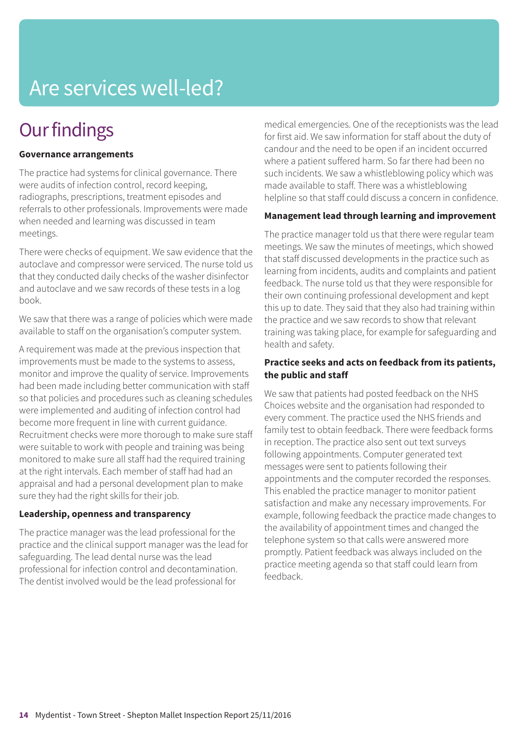# Are services well-led?

## Our findings

**Governance arrangements**

The practice had systems for clinical governance. There were audits of infection control, record keeping, radiographs, prescriptions, treatment episodes and referrals to other professionals. Improvements were made when needed and learning was discussed in team meetings.

There were checks of equipment. We saw evidence that the autoclave and compressor were serviced. The nurse told us that they conducted daily checks of the washer disinfector and autoclave and we saw records of these tests in a log book.

We saw that there was a range of policies which were made available to staff on the organisation's computer system.

A requirement was made at the previous inspection that improvements must be made to the systems to assess, monitor and improve the quality of service. Improvements had been made including better communication with staff so that policies and procedures such as cleaning schedules were implemented and auditing of infection control had become more frequent in line with current guidance. Recruitment checks were more thorough to make sure staff were suitable to work with people and training was being monitored to make sure all staff had the required training at the right intervals. Each member of staff had had an appraisal and had a personal development plan to make sure they had the right skills for their job.

**Leadership, openness and transparency**

The practice manager was the lead professional for the practice and the clinical support manager was the lead for safeguarding. The lead dental nurse was the lead professional for infection control and decontamination. The dentist involved would be the lead professional for medical emergencies. One of the receptionists was the lead for first aid. We saw information for staff about the duty of candour and the need to be open if an incident occurred where a patient suffered harm. So far there had been no such incidents. We saw a whistleblowing policy which was made available to staff. There was a whistleblowing helpline so that staff could discuss a concern in confidence.

**Management lead through learning and improvement**

The practice manager told us that there were regular team meetings. We saw the minutes of meetings, which showed that staff discussed developments in the practice such as learning from incidents, audits and complaints and patient feedback. The nurse told us that they were responsible for their own continuing professional development and kept this up to date. They said that they also had training within the practice and we saw records to show that relevant training was taking place, for example for safeguarding and health and safety.

**Practice seeks and acts on feedback from its patients, the public and staff**

We saw that patients had posted feedback on the NHS Choices website and the organisation had responded to every comment. The practice used the NHS friends and family test to obtain feedback. There were feedback forms in reception. The practice also sent out text surveys following appointments. Computer generated text messages were sent to patients following their appointments and the computer recorded the responses. This enabled the practice manager to monitor patient satisfaction and make any necessary improvements. For example, following feedback the practice made changes to the availability of appointment times and changed the telephone system so that calls were answered more promptly. Patient feedback was always included on the practice meeting agenda so that staff could learn from feedback.